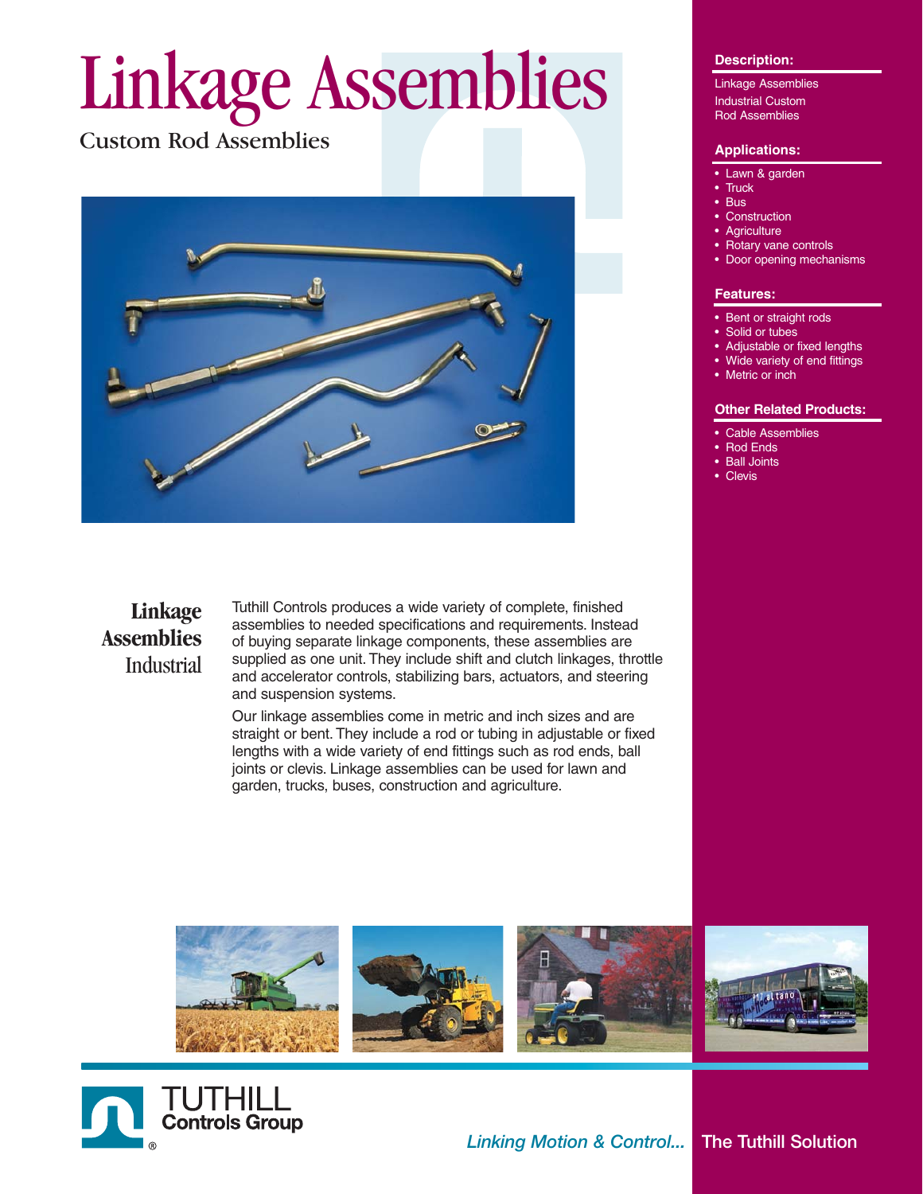# Linkage Assemblies

## Custom Rod Assemblies

### Linkage Assemblies Industrial

Tuthill Controls produces a wide variety of complete, finished assemblies to needed specifications and requirements. Instead of buying separate linkage components, these assemblies are supplied as one unit. They include shift and clutch linkages, throttle and accelerator controls, stabilizing bars, actuators, and steering and suspension systems.

Our linkage assemblies come in metric and inch sizes and are straight or bent. They include a rod or tubing in adjustable or fixed lengths with a wide variety of end fittings such as rod ends, ball joints or clevis. Linkage assemblies can be used for lawn and garden, trucks, buses, construction and agriculture.

### Description:

Linkage Assemblies

Industrial Custom Rod Assemblies

### Applications:

- Lawn & garden
- Truck
- Bus
- Construction
- Agriculture
- Rotary vane controls
- Door opening mechanisms

### Features:

- Bent or straight rods
- Solid or tubes
- Adjustable or fixed lengths
- Wide variety of end fittings
- Metric or inch

### Other Related Products:

- Cable Assemblies
- Rod Ends
- Ball Joints
- Clevis

TUTHILL Controls Group

*Linking Motion & Control...* The Tuthill Solution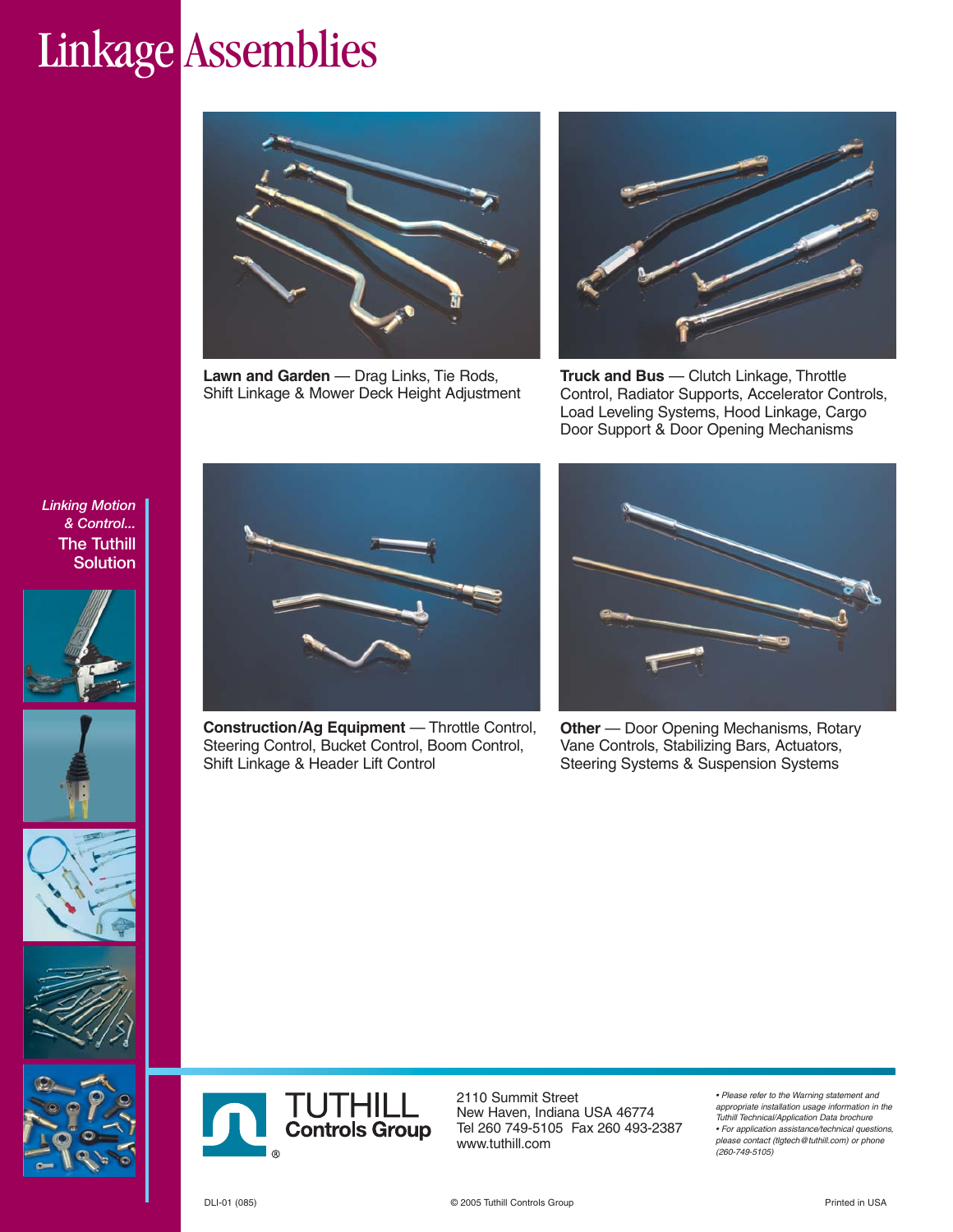# Linkage Assemblies

**Lawn and Garden** — Drag Links, Tie Rods, Shift Linkage & Mower Deck Height Adjustment

**Truck and Bus** — Clutch Linkage, Throttle Control, Radiator Supports, Accelerator Controls, Load Leveling Systems, Hood Linkage, Cargo Door Support & Door Opening Mechanisms

*Linking Motion & Control...*
The Tuthill Solution

**Construction/Ag Equipment** — Throttle Control, Steering Control, Bucket Control, Boom Control, Shift Linkage & Header Lift Control

**Other** — Door Opening Mechanisms, Rotary Vane Controls, Stabilizing Bars, Actuators, Steering Systems & Suspension Systems

TUTHILL
**Controls Group**
®

2110 Summit Street
New Haven, Indiana USA 46774
Tel 260 749-5105 Fax 260 493-2387
www.tuthill.com

*• Please refer to the Warning statement and appropriate installation usage information in the Tuthill Technical/Application Data brochure*
*• For application assistance/technical questions, please contact (tlgtech@tuthill.com) or phone (260-749-5105)*

DLI-01 (085)

© 2005 Tuthill Controls Group

Printed in USA